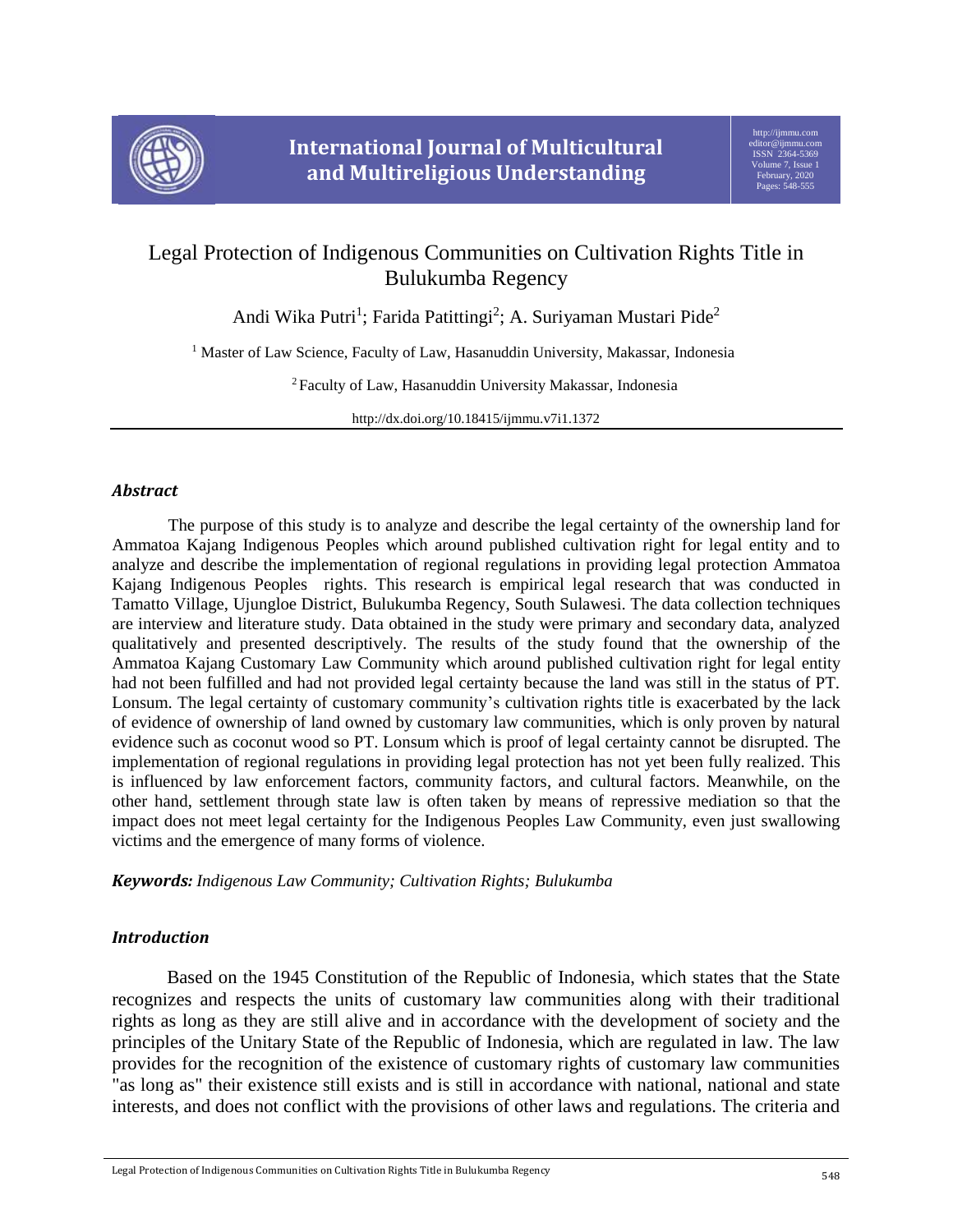# Legal Protection of Indigenous Communities on Cultivation Rights Title in Bulukumba Regency

Andi Wika Putri[1]; Farida Patittingi[2]; A. Suriyaman Mustari Pide[2]

[1] Master of Law Science, Faculty of Law, Hasanuddin University, Makassar, Indonesia

[2] Faculty of Law, Hasanuddin University Makassar, Indonesia

http://dx.doi.org/10.18415/ijmmu.v7i1.1372

---

### *Abstract*

The purpose of this study is to analyze and describe the legal certainty of the ownership land for Ammatoa Kajang Indigenous Peoples which around published cultivation right for legal entity and to analyze and describe the implementation of regional regulations in providing legal protection Ammatoa Kajang Indigenous Peoples rights. This research is empirical legal research that was conducted in Tamatto Village, Ujungloe District, Bulukumba Regency, South Sulawesi. The data collection techniques are interview and literature study. Data obtained in the study were primary and secondary data, analyzed qualitatively and presented descriptively. The results of the study found that the ownership of the Ammatoa Kajang Customary Law Community which around published cultivation right for legal entity had not been fulfilled and had not provided legal certainty because the land was still in the status of PT. Lonsum. The legal certainty of customary community's cultivation rights title is exacerbated by the lack of evidence of ownership of land owned by customary law communities, which is only proven by natural evidence such as coconut wood so PT. Lonsum which is proof of legal certainty cannot be disrupted. The implementation of regional regulations in providing legal protection has not yet been fully realized. This is influenced by law enforcement factors, community factors, and cultural factors. Meanwhile, on the other hand, settlement through state law is often taken by means of repressive mediation so that the impact does not meet legal certainty for the Indigenous Peoples Law Community, even just swallowing victims and the emergence of many forms of violence.

***Keywords:*** *Indigenous Law Community; Cultivation Rights; Bulukumba*

### *Introduction*

Based on the 1945 Constitution of the Republic of Indonesia, which states that the State recognizes and respects the units of customary law communities along with their traditional rights as long as they are still alive and in accordance with the development of society and the principles of the Unitary State of the Republic of Indonesia, which are regulated in law. The law provides for the recognition of the existence of customary rights of customary law communities "as long as" their existence still exists and is still in accordance with national, national and state interests, and does not conflict with the provisions of other laws and regulations. The criteria and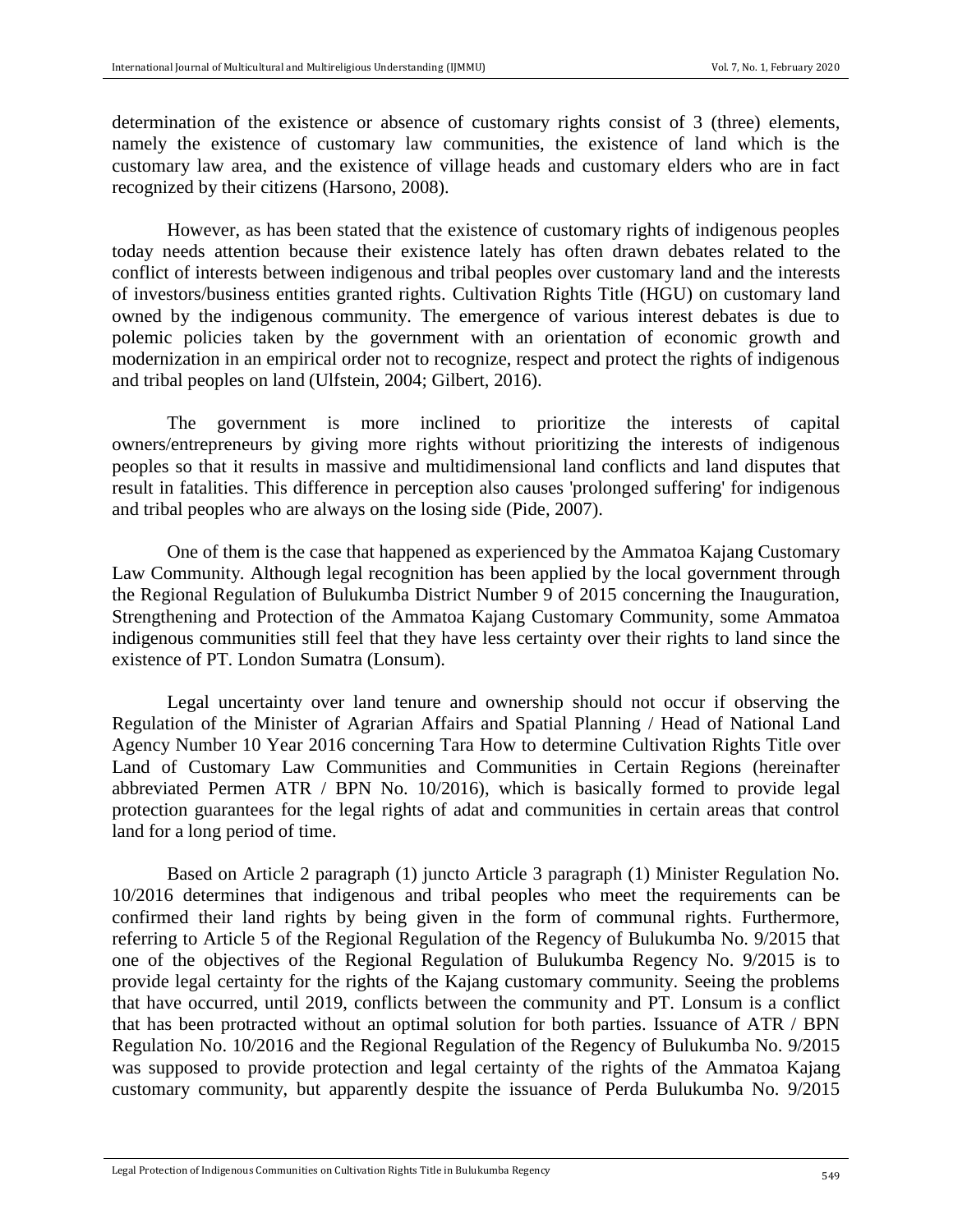determination of the existence or absence of customary rights consist of 3 (three) elements, namely the existence of customary law communities, the existence of land which is the customary law area, and the existence of village heads and customary elders who are in fact recognized by their citizens (Harsono, 2008).

However, as has been stated that the existence of customary rights of indigenous peoples today needs attention because their existence lately has often drawn debates related to the conflict of interests between indigenous and tribal peoples over customary land and the interests of investors/business entities granted rights. Cultivation Rights Title (HGU) on customary land owned by the indigenous community. The emergence of various interest debates is due to polemic policies taken by the government with an orientation of economic growth and modernization in an empirical order not to recognize, respect and protect the rights of indigenous and tribal peoples on land (Ulfstein, 2004; Gilbert, 2016).

The government is more inclined to prioritize the interests of capital owners/entrepreneurs by giving more rights without prioritizing the interests of indigenous peoples so that it results in massive and multidimensional land conflicts and land disputes that result in fatalities. This difference in perception also causes 'prolonged suffering' for indigenous and tribal peoples who are always on the losing side (Pide, 2007).

One of them is the case that happened as experienced by the Ammatoa Kajang Customary Law Community. Although legal recognition has been applied by the local government through the Regional Regulation of Bulukumba District Number 9 of 2015 concerning the Inauguration, Strengthening and Protection of the Ammatoa Kajang Customary Community, some Ammatoa indigenous communities still feel that they have less certainty over their rights to land since the existence of PT. London Sumatra (Lonsum).

Legal uncertainty over land tenure and ownership should not occur if observing the Regulation of the Minister of Agrarian Affairs and Spatial Planning / Head of National Land Agency Number 10 Year 2016 concerning Tara How to determine Cultivation Rights Title over Land of Customary Law Communities and Communities in Certain Regions (hereinafter abbreviated Permen ATR / BPN No. 10/2016), which is basically formed to provide legal protection guarantees for the legal rights of adat and communities in certain areas that control land for a long period of time.

Based on Article 2 paragraph (1) juncto Article 3 paragraph (1) Minister Regulation No. 10/2016 determines that indigenous and tribal peoples who meet the requirements can be confirmed their land rights by being given in the form of communal rights. Furthermore, referring to Article 5 of the Regional Regulation of the Regency of Bulukumba No. 9/2015 that one of the objectives of the Regional Regulation of Bulukumba Regency No. 9/2015 is to provide legal certainty for the rights of the Kajang customary community. Seeing the problems that have occurred, until 2019, conflicts between the community and PT. Lonsum is a conflict that has been protracted without an optimal solution for both parties. Issuance of ATR / BPN Regulation No. 10/2016 and the Regional Regulation of the Regency of Bulukumba No. 9/2015 was supposed to provide protection and legal certainty of the rights of the Ammatoa Kajang customary community, but apparently despite the issuance of Perda Bulukumba No. 9/2015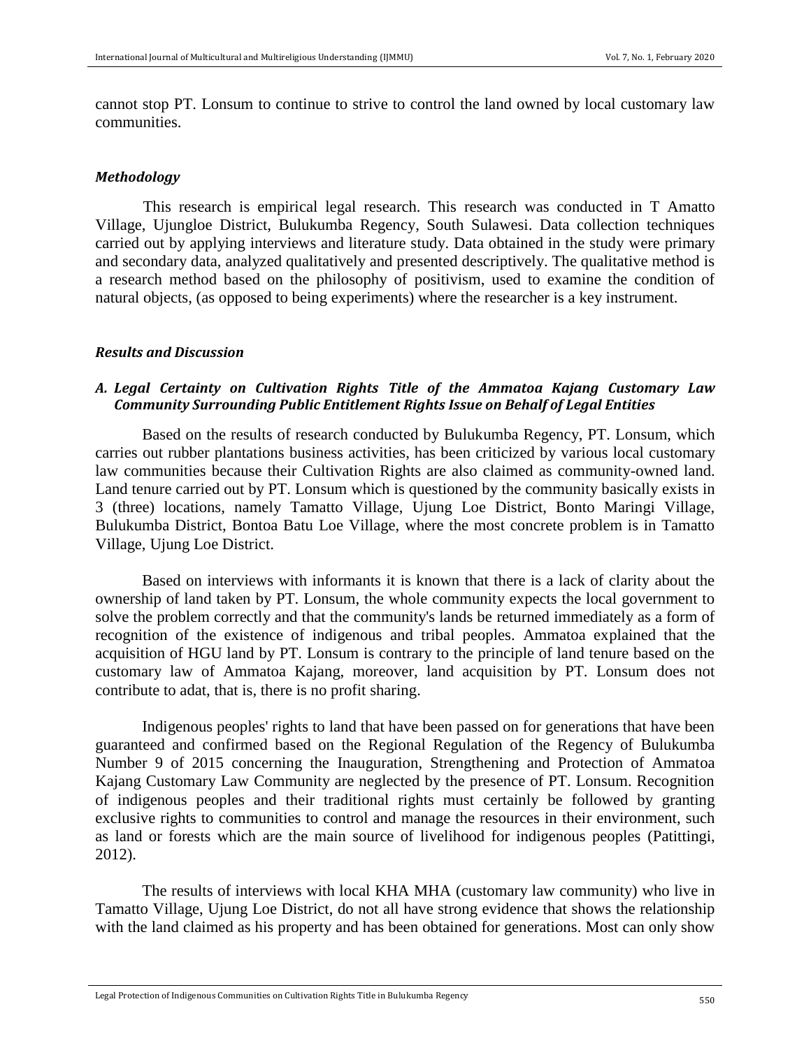cannot stop PT. Lonsum to continue to strive to control the land owned by local customary law communities.

### *Methodology*

This research is empirical legal research. This research was conducted in T Amatto Village, Ujungloe District, Bulukumba Regency, South Sulawesi. Data collection techniques carried out by applying interviews and literature study. Data obtained in the study were primary and secondary data, analyzed qualitatively and presented descriptively. The qualitative method is a research method based on the philosophy of positivism, used to examine the condition of natural objects, (as opposed to being experiments) where the researcher is a key instrument.

### *Results and Discussion*

#### *A. Legal Certainty on Cultivation Rights Title of the Ammatoa Kajang Customary Law Community Surrounding Public Entitlement Rights Issue on Behalf of Legal Entities*

Based on the results of research conducted by Bulukumba Regency, PT. Lonsum, which carries out rubber plantations business activities, has been criticized by various local customary law communities because their Cultivation Rights are also claimed as community-owned land. Land tenure carried out by PT. Lonsum which is questioned by the community basically exists in 3 (three) locations, namely Tamatto Village, Ujung Loe District, Bonto Maringi Village, Bulukumba District, Bontoa Batu Loe Village, where the most concrete problem is in Tamatto Village, Ujung Loe District.

Based on interviews with informants it is known that there is a lack of clarity about the ownership of land taken by PT. Lonsum, the whole community expects the local government to solve the problem correctly and that the community's lands be returned immediately as a form of recognition of the existence of indigenous and tribal peoples. Ammatoa explained that the acquisition of HGU land by PT. Lonsum is contrary to the principle of land tenure based on the customary law of Ammatoa Kajang, moreover, land acquisition by PT. Lonsum does not contribute to adat, that is, there is no profit sharing.

Indigenous peoples' rights to land that have been passed on for generations that have been guaranteed and confirmed based on the Regional Regulation of the Regency of Bulukumba Number 9 of 2015 concerning the Inauguration, Strengthening and Protection of Ammatoa Kajang Customary Law Community are neglected by the presence of PT. Lonsum. Recognition of indigenous peoples and their traditional rights must certainly be followed by granting exclusive rights to communities to control and manage the resources in their environment, such as land or forests which are the main source of livelihood for indigenous peoples (Patittingi, 2012).

The results of interviews with local KHA MHA (customary law community) who live in Tamatto Village, Ujung Loe District, do not all have strong evidence that shows the relationship with the land claimed as his property and has been obtained for generations. Most can only show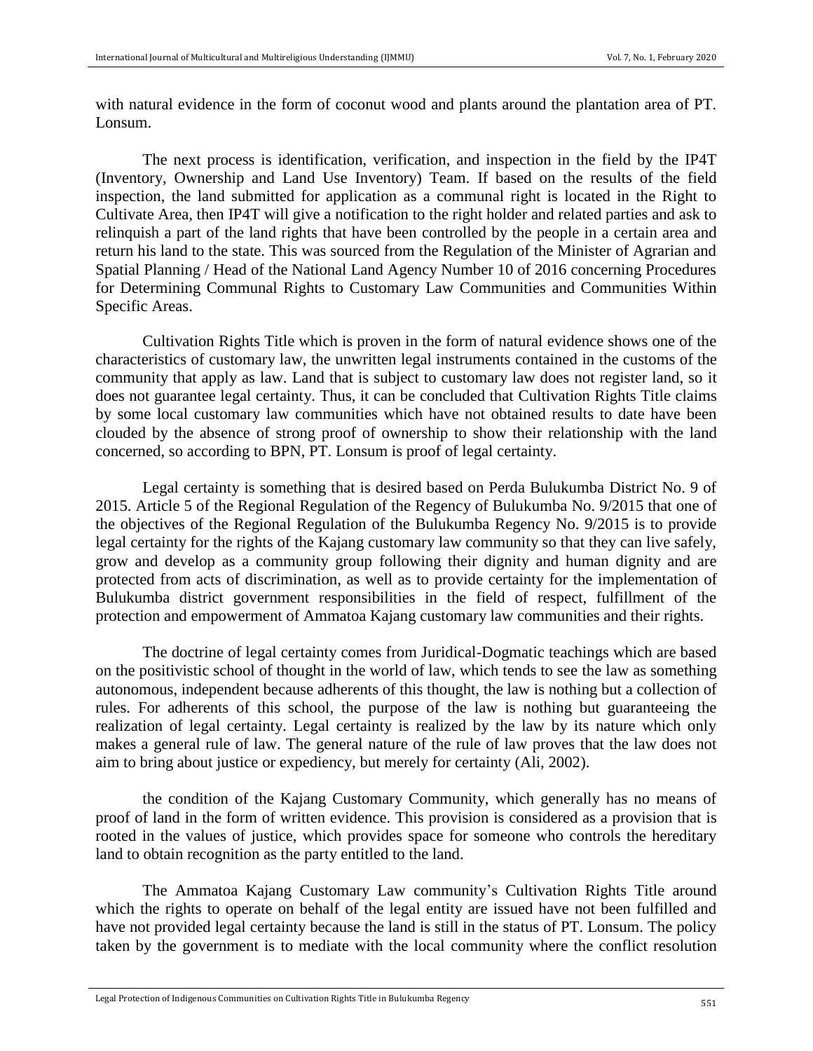with natural evidence in the form of coconut wood and plants around the plantation area of PT. Lonsum.

The next process is identification, verification, and inspection in the field by the IP4T (Inventory, Ownership and Land Use Inventory) Team. If based on the results of the field inspection, the land submitted for application as a communal right is located in the Right to Cultivate Area, then IP4T will give a notification to the right holder and related parties and ask to relinquish a part of the land rights that have been controlled by the people in a certain area and return his land to the state. This was sourced from the Regulation of the Minister of Agrarian and Spatial Planning / Head of the National Land Agency Number 10 of 2016 concerning Procedures for Determining Communal Rights to Customary Law Communities and Communities Within Specific Areas.

Cultivation Rights Title which is proven in the form of natural evidence shows one of the characteristics of customary law, the unwritten legal instruments contained in the customs of the community that apply as law. Land that is subject to customary law does not register land, so it does not guarantee legal certainty. Thus, it can be concluded that Cultivation Rights Title claims by some local customary law communities which have not obtained results to date have been clouded by the absence of strong proof of ownership to show their relationship with the land concerned, so according to BPN, PT. Lonsum is proof of legal certainty.

Legal certainty is something that is desired based on Perda Bulukumba District No. 9 of 2015. Article 5 of the Regional Regulation of the Regency of Bulukumba No. 9/2015 that one of the objectives of the Regional Regulation of the Bulukumba Regency No. 9/2015 is to provide legal certainty for the rights of the Kajang customary law community so that they can live safely, grow and develop as a community group following their dignity and human dignity and are protected from acts of discrimination, as well as to provide certainty for the implementation of Bulukumba district government responsibilities in the field of respect, fulfillment of the protection and empowerment of Ammatoa Kajang customary law communities and their rights.

The doctrine of legal certainty comes from Juridical-Dogmatic teachings which are based on the positivistic school of thought in the world of law, which tends to see the law as something autonomous, independent because adherents of this thought, the law is nothing but a collection of rules. For adherents of this school, the purpose of the law is nothing but guaranteeing the realization of legal certainty. Legal certainty is realized by the law by its nature which only makes a general rule of law. The general nature of the rule of law proves that the law does not aim to bring about justice or expediency, but merely for certainty (Ali, 2002).

the condition of the Kajang Customary Community, which generally has no means of proof of land in the form of written evidence. This provision is considered as a provision that is rooted in the values of justice, which provides space for someone who controls the hereditary land to obtain recognition as the party entitled to the land.

The Ammatoa Kajang Customary Law community's Cultivation Rights Title around which the rights to operate on behalf of the legal entity are issued have not been fulfilled and have not provided legal certainty because the land is still in the status of PT. Lonsum. The policy taken by the government is to mediate with the local community where the conflict resolution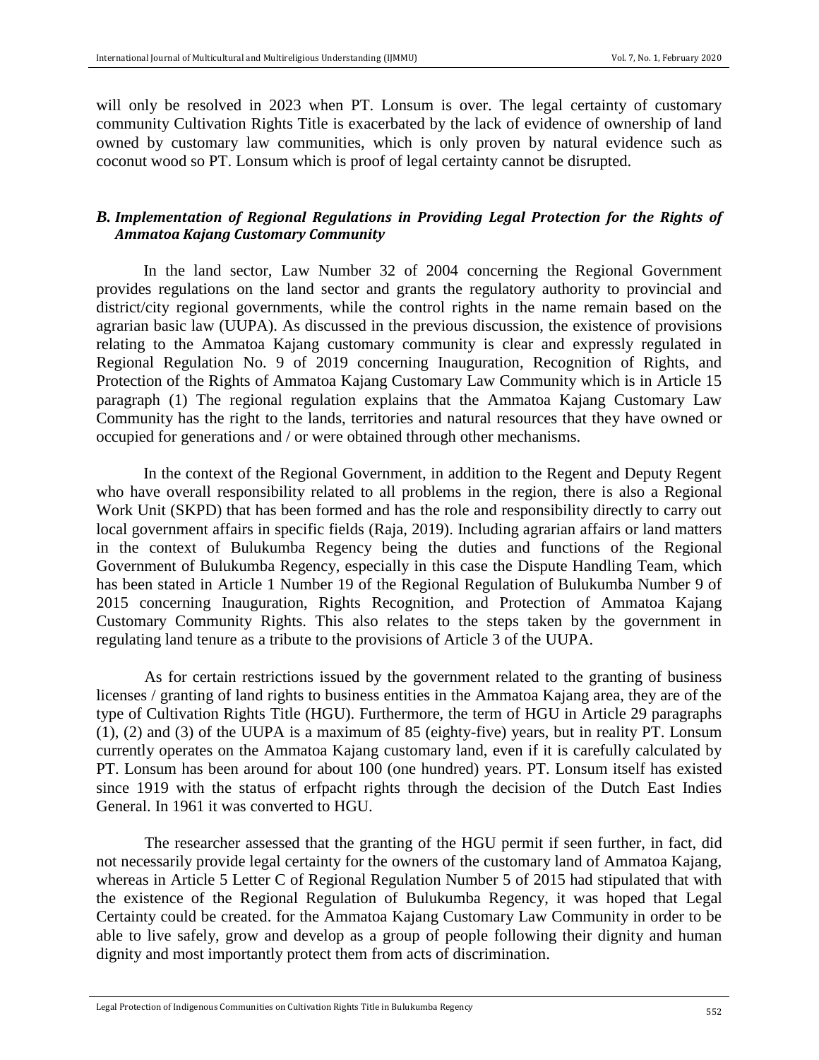will only be resolved in 2023 when PT. Lonsum is over. The legal certainty of customary community Cultivation Rights Title is exacerbated by the lack of evidence of ownership of land owned by customary law communities, which is only proven by natural evidence such as coconut wood so PT. Lonsum which is proof of legal certainty cannot be disrupted.

### *B. Implementation of Regional Regulations in Providing Legal Protection for the Rights of Ammatoa Kajang Customary Community*

In the land sector, Law Number 32 of 2004 concerning the Regional Government provides regulations on the land sector and grants the regulatory authority to provincial and district/city regional governments, while the control rights in the name remain based on the agrarian basic law (UUPA). As discussed in the previous discussion, the existence of provisions relating to the Ammatoa Kajang customary community is clear and expressly regulated in Regional Regulation No. 9 of 2019 concerning Inauguration, Recognition of Rights, and Protection of the Rights of Ammatoa Kajang Customary Law Community which is in Article 15 paragraph (1) The regional regulation explains that the Ammatoa Kajang Customary Law Community has the right to the lands, territories and natural resources that they have owned or occupied for generations and / or were obtained through other mechanisms.

In the context of the Regional Government, in addition to the Regent and Deputy Regent who have overall responsibility related to all problems in the region, there is also a Regional Work Unit (SKPD) that has been formed and has the role and responsibility directly to carry out local government affairs in specific fields (Raja, 2019). Including agrarian affairs or land matters in the context of Bulukumba Regency being the duties and functions of the Regional Government of Bulukumba Regency, especially in this case the Dispute Handling Team, which has been stated in Article 1 Number 19 of the Regional Regulation of Bulukumba Number 9 of 2015 concerning Inauguration, Rights Recognition, and Protection of Ammatoa Kajang Customary Community Rights. This also relates to the steps taken by the government in regulating land tenure as a tribute to the provisions of Article 3 of the UUPA.

As for certain restrictions issued by the government related to the granting of business licenses / granting of land rights to business entities in the Ammatoa Kajang area, they are of the type of Cultivation Rights Title (HGU). Furthermore, the term of HGU in Article 29 paragraphs (1), (2) and (3) of the UUPA is a maximum of 85 (eighty-five) years, but in reality PT. Lonsum currently operates on the Ammatoa Kajang customary land, even if it is carefully calculated by PT. Lonsum has been around for about 100 (one hundred) years. PT. Lonsum itself has existed since 1919 with the status of erfpacht rights through the decision of the Dutch East Indies General. In 1961 it was converted to HGU.

The researcher assessed that the granting of the HGU permit if seen further, in fact, did not necessarily provide legal certainty for the owners of the customary land of Ammatoa Kajang, whereas in Article 5 Letter C of Regional Regulation Number 5 of 2015 had stipulated that with the existence of the Regional Regulation of Bulukumba Regency, it was hoped that Legal Certainty could be created. for the Ammatoa Kajang Customary Law Community in order to be able to live safely, grow and develop as a group of people following their dignity and human dignity and most importantly protect them from acts of discrimination.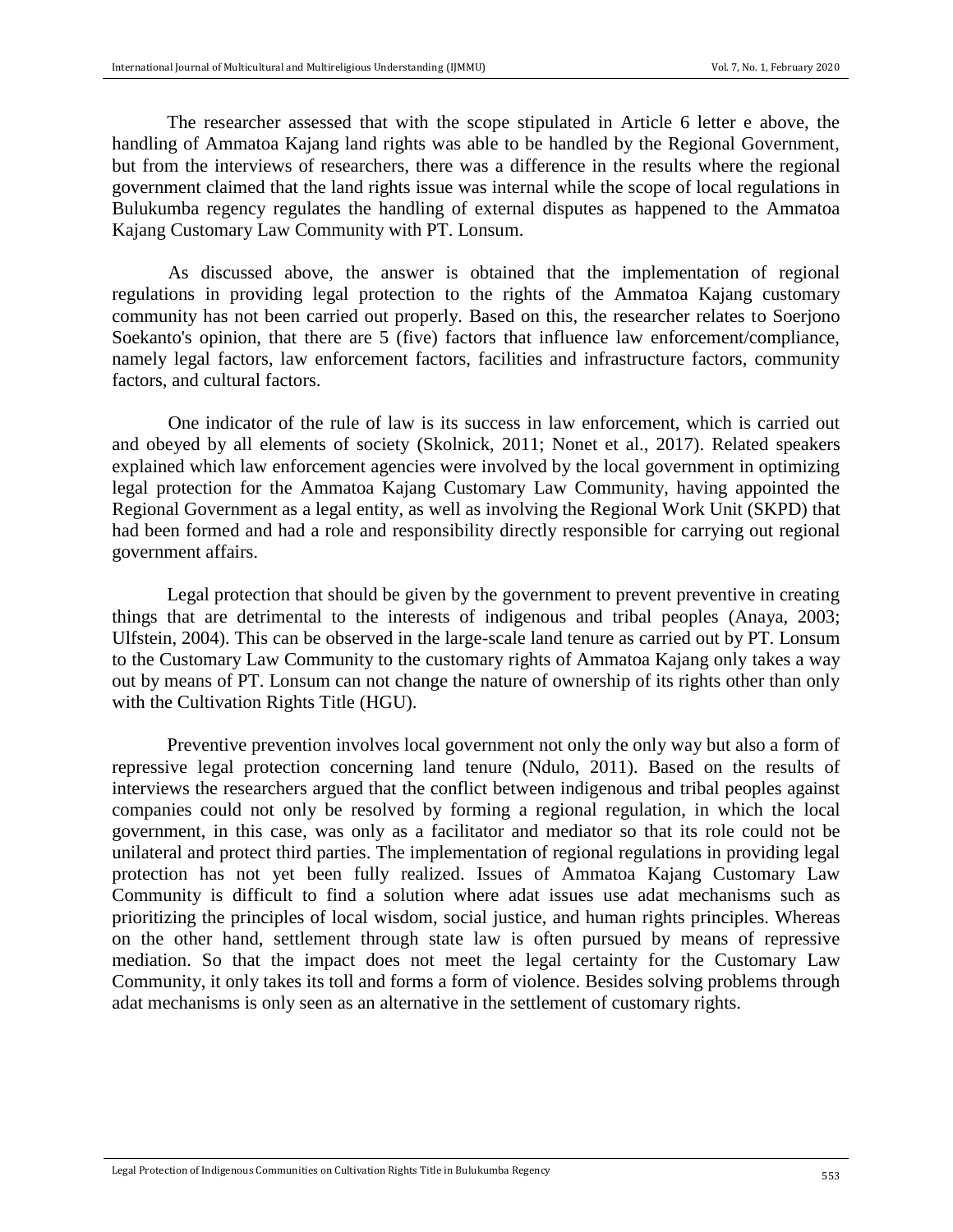The researcher assessed that with the scope stipulated in Article 6 letter e above, the handling of Ammatoa Kajang land rights was able to be handled by the Regional Government, but from the interviews of researchers, there was a difference in the results where the regional government claimed that the land rights issue was internal while the scope of local regulations in Bulukumba regency regulates the handling of external disputes as happened to the Ammatoa Kajang Customary Law Community with PT. Lonsum.

As discussed above, the answer is obtained that the implementation of regional regulations in providing legal protection to the rights of the Ammatoa Kajang customary community has not been carried out properly. Based on this, the researcher relates to Soerjono Soekanto's opinion, that there are 5 (five) factors that influence law enforcement/compliance, namely legal factors, law enforcement factors, facilities and infrastructure factors, community factors, and cultural factors.

One indicator of the rule of law is its success in law enforcement, which is carried out and obeyed by all elements of society (Skolnick, 2011; Nonet et al., 2017). Related speakers explained which law enforcement agencies were involved by the local government in optimizing legal protection for the Ammatoa Kajang Customary Law Community, having appointed the Regional Government as a legal entity, as well as involving the Regional Work Unit (SKPD) that had been formed and had a role and responsibility directly responsible for carrying out regional government affairs.

Legal protection that should be given by the government to prevent preventive in creating things that are detrimental to the interests of indigenous and tribal peoples (Anaya, 2003; Ulfstein, 2004). This can be observed in the large-scale land tenure as carried out by PT. Lonsum to the Customary Law Community to the customary rights of Ammatoa Kajang only takes a way out by means of PT. Lonsum can not change the nature of ownership of its rights other than only with the Cultivation Rights Title (HGU).

Preventive prevention involves local government not only the only way but also a form of repressive legal protection concerning land tenure (Ndulo, 2011). Based on the results of interviews the researchers argued that the conflict between indigenous and tribal peoples against companies could not only be resolved by forming a regional regulation, in which the local government, in this case, was only as a facilitator and mediator so that its role could not be unilateral and protect third parties. The implementation of regional regulations in providing legal protection has not yet been fully realized. Issues of Ammatoa Kajang Customary Law Community is difficult to find a solution where adat issues use adat mechanisms such as prioritizing the principles of local wisdom, social justice, and human rights principles. Whereas on the other hand, settlement through state law is often pursued by means of repressive mediation. So that the impact does not meet the legal certainty for the Customary Law Community, it only takes its toll and forms a form of violence. Besides solving problems through adat mechanisms is only seen as an alternative in the settlement of customary rights.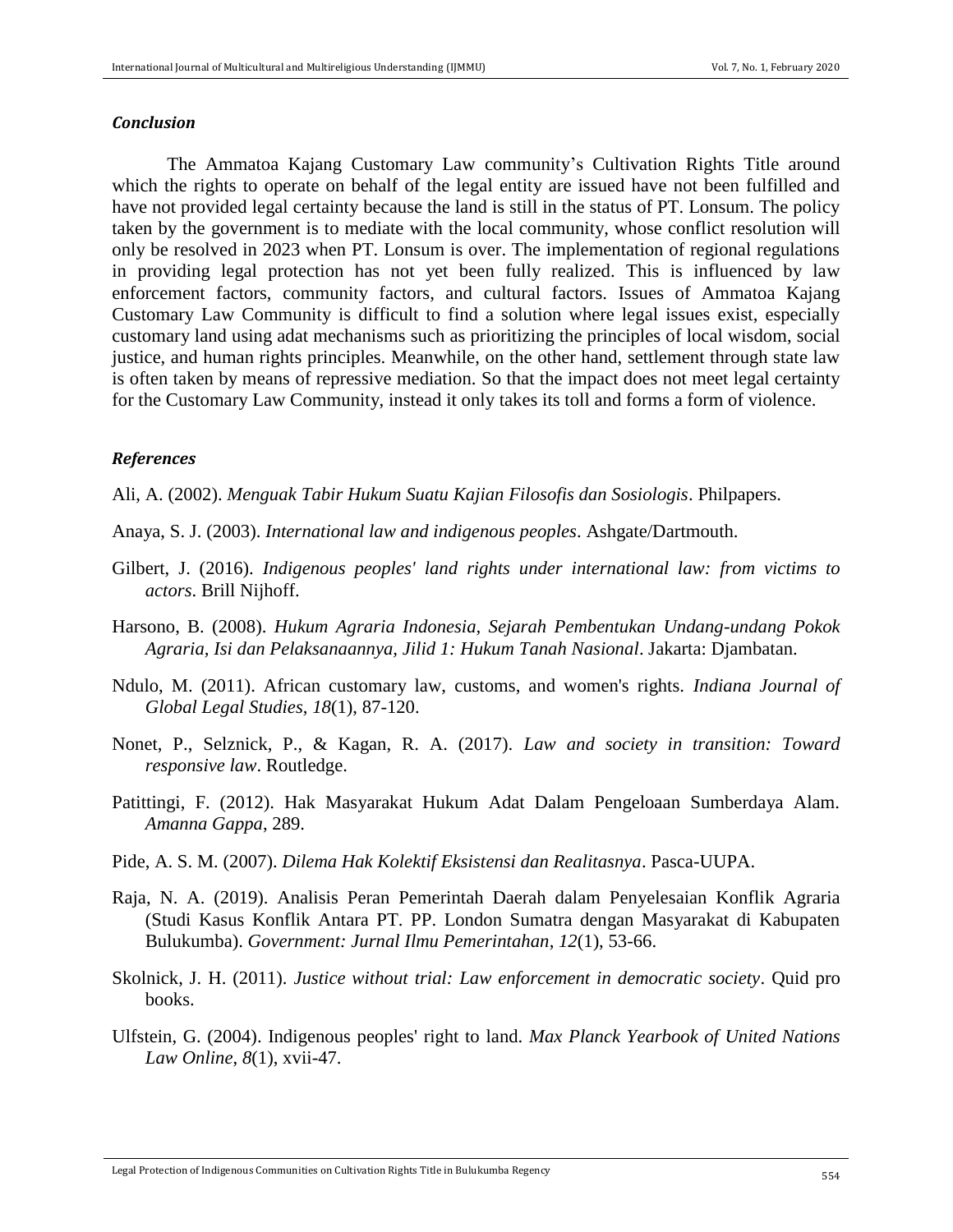### *Conclusion*

The Ammatoa Kajang Customary Law community's Cultivation Rights Title around which the rights to operate on behalf of the legal entity are issued have not been fulfilled and have not provided legal certainty because the land is still in the status of PT. Lonsum. The policy taken by the government is to mediate with the local community, whose conflict resolution will only be resolved in 2023 when PT. Lonsum is over. The implementation of regional regulations in providing legal protection has not yet been fully realized. This is influenced by law enforcement factors, community factors, and cultural factors. Issues of Ammatoa Kajang Customary Law Community is difficult to find a solution where legal issues exist, especially customary land using adat mechanisms such as prioritizing the principles of local wisdom, social justice, and human rights principles. Meanwhile, on the other hand, settlement through state law is often taken by means of repressive mediation. So that the impact does not meet legal certainty for the Customary Law Community, instead it only takes its toll and forms a form of violence.

### *References*

Ali, A. (2002). *Menguak Tabir Hukum Suatu Kajian Filosofis dan Sosiologis*. Philpapers.

Anaya, S. J. (2003). *International law and indigenous peoples*. Ashgate/Dartmouth.

Gilbert, J. (2016). *Indigenous peoples' land rights under international law: from victims to actors*. Brill Nijhoff.

Harsono, B. (2008). *Hukum Agraria Indonesia, Sejarah Pembentukan Undang-undang Pokok Agraria, Isi dan Pelaksanaannya, Jilid 1: Hukum Tanah Nasional*. Jakarta: Djambatan.

Ndulo, M. (2011). African customary law, customs, and women's rights. *Indiana Journal of Global Legal Studies*, *18*(1), 87-120.

Nonet, P., Selznick, P., & Kagan, R. A. (2017). *Law and society in transition: Toward responsive law*. Routledge.

Patittingi, F. (2012). Hak Masyarakat Hukum Adat Dalam Pengeloaan Sumberdaya Alam. *Amanna Gappa*, 289.

Pide, A. S. M. (2007). *Dilema Hak Kolektif Eksistensi dan Realitasnya*. Pasca-UUPA.

Raja, N. A. (2019). Analisis Peran Pemerintah Daerah dalam Penyelesaian Konflik Agraria (Studi Kasus Konflik Antara PT. PP. London Sumatra dengan Masyarakat di Kabupaten Bulukumba). *Government: Jurnal Ilmu Pemerintahan*, *12*(1), 53-66.

Skolnick, J. H. (2011). *Justice without trial: Law enforcement in democratic society*. Quid pro books.

Ulfstein, G. (2004). Indigenous peoples' right to land. *Max Planck Yearbook of United Nations Law Online*, *8*(1), xvii-47.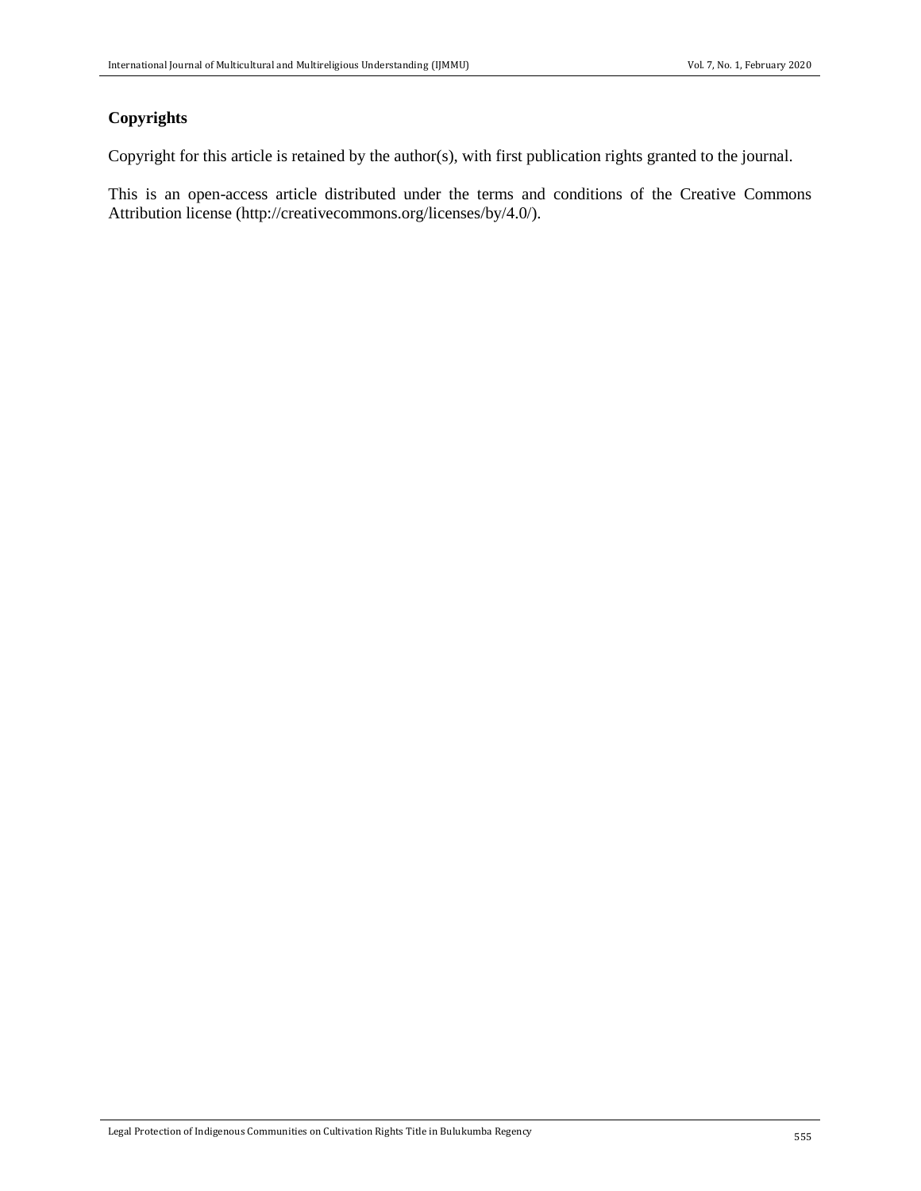## Copyrights

Copyright for this article is retained by the author(s), with first publication rights granted to the journal.

This is an open-access article distributed under the terms and conditions of the Creative Commons Attribution license (http://creativecommons.org/licenses/by/4.0/).